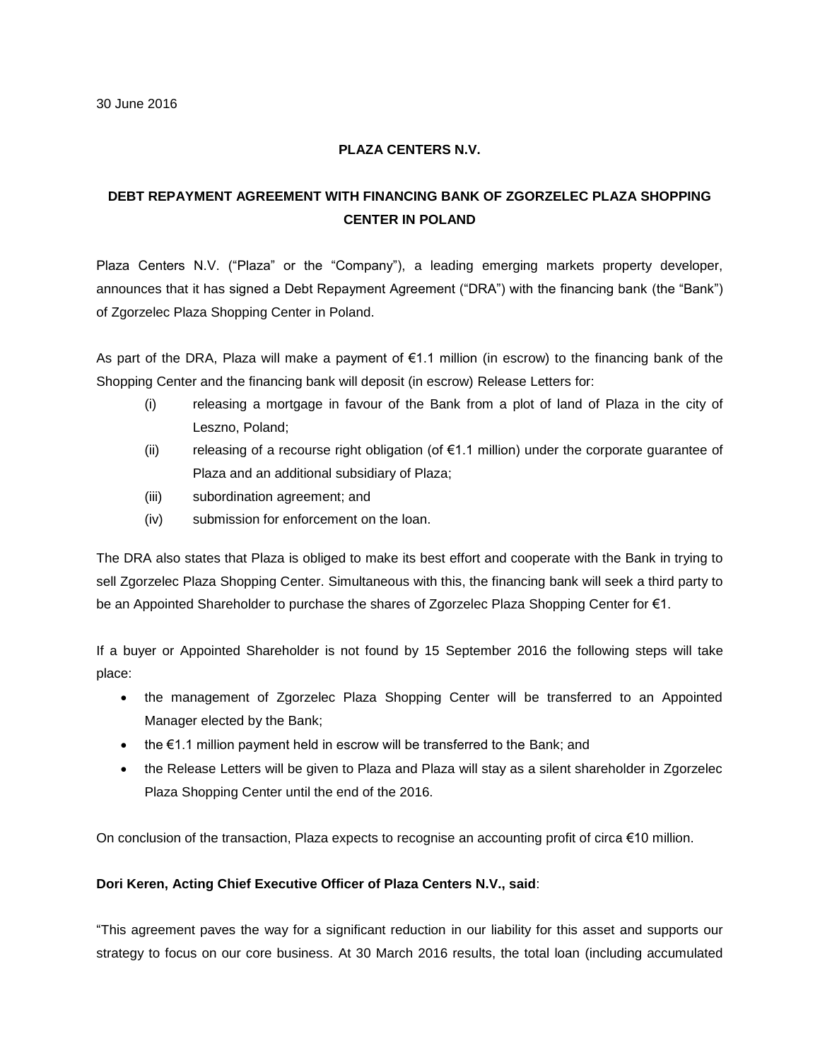30 June 2016

**PLAZA CENTERS N.V.**

**DEBT REPAYMENT AGREEMENT WITH FINANCING BANK OF ZGORZELEC PLAZA SHOPPING CENTER IN POLAND**

Plaza Centers N.V. ("Plaza" or the "Company"), a leading emerging markets property developer, announces that it has signed a Debt Repayment Agreement ("DRA") with the financing bank (the "Bank") of Zgorzelec Plaza Shopping Center in Poland.

As part of the DRA, Plaza will make a payment of €1.1 million (in escrow) to the financing bank of the Shopping Center and the financing bank will deposit (in escrow) Release Letters for:

(i) releasing a mortgage in favour of the Bank from a plot of land of Plaza in the city of Leszno, Poland;

(ii) releasing of a recourse right obligation (of €1.1 million) under the corporate guarantee of Plaza and an additional subsidiary of Plaza;

(iii) subordination agreement; and

(iv) submission for enforcement on the loan.

The DRA also states that Plaza is obliged to make its best effort and cooperate with the Bank in trying to sell Zgorzelec Plaza Shopping Center. Simultaneous with this, the financing bank will seek a third party to be an Appointed Shareholder to purchase the shares of Zgorzelec Plaza Shopping Center for €1.

If a buyer or Appointed Shareholder is not found by 15 September 2016 the following steps will take place:

- the management of Zgorzelec Plaza Shopping Center will be transferred to an Appointed Manager elected by the Bank;
- the €1.1 million payment held in escrow will be transferred to the Bank; and
- the Release Letters will be given to Plaza and Plaza will stay as a silent shareholder in Zgorzelec Plaza Shopping Center until the end of the 2016.

On conclusion of the transaction, Plaza expects to recognise an accounting profit of circa €10 million.

**Dori Keren, Acting Chief Executive Officer of Plaza Centers N.V., said**:

"This agreement paves the way for a significant reduction in our liability for this asset and supports our strategy to focus on our core business. At 30 March 2016 results, the total loan (including accumulated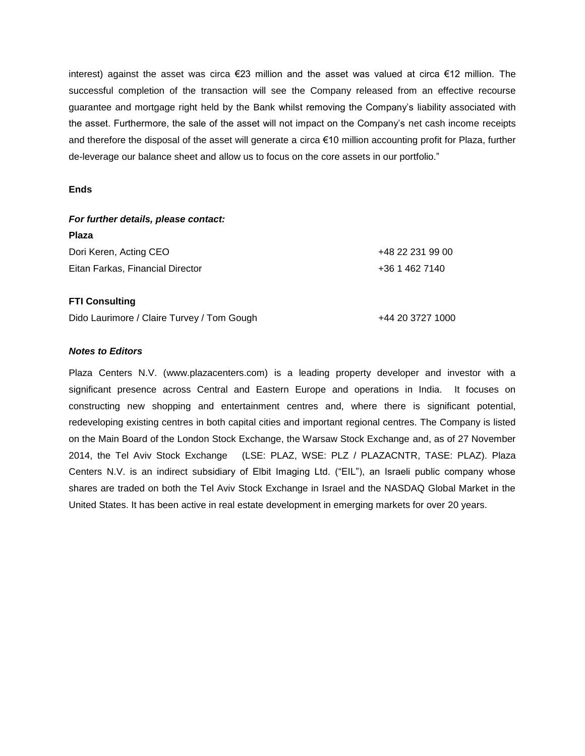interest) against the asset was circa €23 million and the asset was valued at circa €12 million. The successful completion of the transaction will see the Company released from an effective recourse guarantee and mortgage right held by the Bank whilst removing the Company's liability associated with the asset. Furthermore, the sale of the asset will not impact on the Company's net cash income receipts and therefore the disposal of the asset will generate a circa €10 million accounting profit for Plaza, further de-leverage our balance sheet and allow us to focus on the core assets in our portfolio."

**Ends**

***For further details, please contact:***

**Plaza**

| | |
|---|---|
| Dori Keren, Acting CEO | +48 22 231 99 00 |
| Eitan Farkas, Financial Director | +36 1 462 7140 |

**FTI Consulting**

| | |
|---|---|
| Dido Laurimore / Claire Turvey / Tom Gough | +44 20 3727 1000 |

***Notes to Editors***

Plaza Centers N.V. (www.plazacenters.com) is a leading property developer and investor with a significant presence across Central and Eastern Europe and operations in India. It focuses on constructing new shopping and entertainment centres and, where there is significant potential, redeveloping existing centres in both capital cities and important regional centres. The Company is listed on the Main Board of the London Stock Exchange, the Warsaw Stock Exchange and, as of 27 November 2014, the Tel Aviv Stock Exchange (LSE: PLAZ, WSE: PLZ / PLAZACNTR, TASE: PLAZ). Plaza Centers N.V. is an indirect subsidiary of Elbit Imaging Ltd. ("EIL"), an Israeli public company whose shares are traded on both the Tel Aviv Stock Exchange in Israel and the NASDAQ Global Market in the United States. It has been active in real estate development in emerging markets for over 20 years.